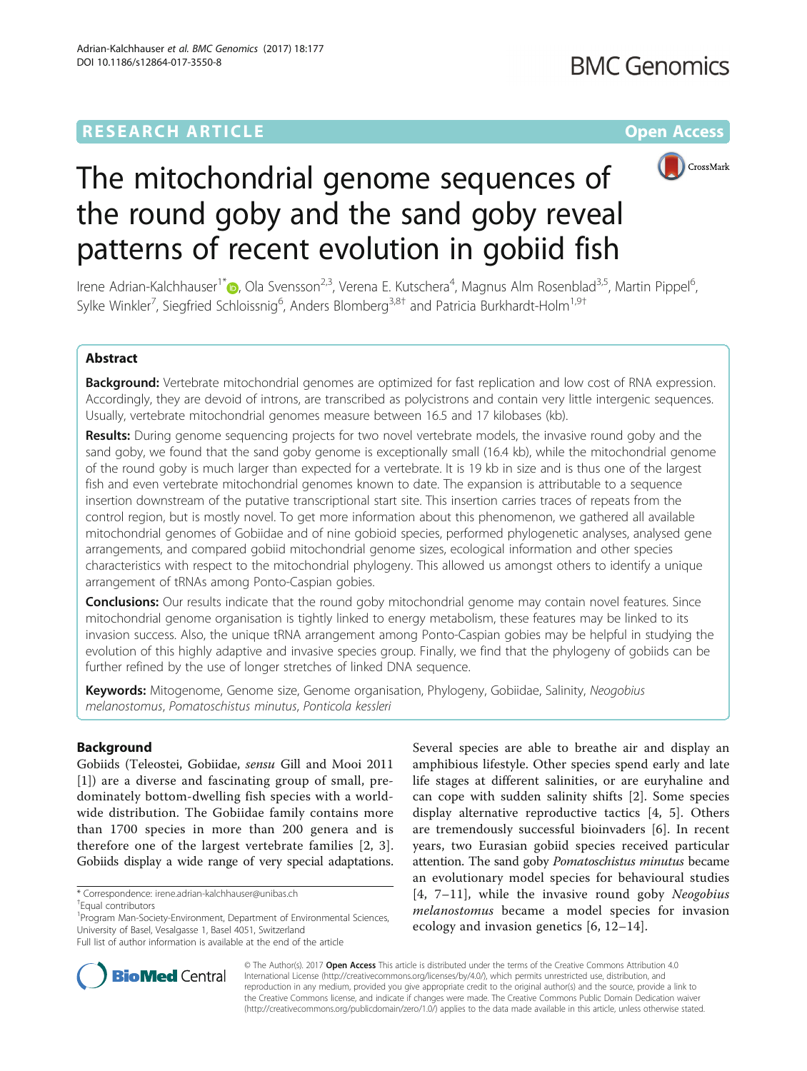# The mitochondrial genome sequences of the round goby and the sand goby reveal patterns of recent evolution in gobiid fish

Irene Adrian-Kalchhauser[1*], Ola Svensson[2,3], Verena E. Kutschera[4], Magnus Alm Rosenblad[3,5], Martin Pippel[6], Sylke Winkler[7], Siegfried Schloissnig[6], Anders Blomberg[3,8†] and Patricia Burkhardt-Holm[1,9†]

## Abstract

**Background:** Vertebrate mitochondrial genomes are optimized for fast replication and low cost of RNA expression. Accordingly, they are devoid of introns, are transcribed as polycistrons and contain very little intergenic sequences. Usually, vertebrate mitochondrial genomes measure between 16.5 and 17 kilobases (kb).

**Results:** During genome sequencing projects for two novel vertebrate models, the invasive round goby and the sand goby, we found that the sand goby genome is exceptionally small (16.4 kb), while the mitochondrial genome of the round goby is much larger than expected for a vertebrate. It is 19 kb in size and is thus one of the largest fish and even vertebrate mitochondrial genomes known to date. The expansion is attributable to a sequence insertion downstream of the putative transcriptional start site. This insertion carries traces of repeats from the control region, but is mostly novel. To get more information about this phenomenon, we gathered all available mitochondrial genomes of Gobiidae and of nine gobioid species, performed phylogenetic analyses, analysed gene arrangements, and compared gobiid mitochondrial genome sizes, ecological information and other species characteristics with respect to the mitochondrial phylogeny. This allowed us amongst others to identify a unique arrangement of tRNAs among Ponto-Caspian gobies.

**Conclusions:** Our results indicate that the round goby mitochondrial genome may contain novel features. Since mitochondrial genome organisation is tightly linked to energy metabolism, these features may be linked to its invasion success. Also, the unique tRNA arrangement among Ponto-Caspian gobies may be helpful in studying the evolution of this highly adaptive and invasive species group. Finally, we find that the phylogeny of gobiids can be further refined by the use of longer stretches of linked DNA sequence.

**Keywords:** Mitogenome, Genome size, Genome organisation, Phylogeny, Gobiidae, Salinity, *Neogobius melanostomus*, *Pomatoschistus minutus*, *Ponticola kessleri*

## Background

Gobiids (Teleostei, Gobiidae, *sensu* Gill and Mooi 2011 [1]) are a diverse and fascinating group of small, predominately bottom-dwelling fish species with a worldwide distribution. The Gobiidae family contains more than 1700 species in more than 200 genera and is therefore one of the largest vertebrate families [2, 3]. Gobiids display a wide range of very special adaptations. Several species are able to breathe air and display an amphibious lifestyle. Other species spend early and late life stages at different salinities, or are euryhaline and can cope with sudden salinity shifts [2]. Some species display alternative reproductive tactics [4, 5]. Others are tremendously successful bioinvaders [6]. In recent years, two Eurasian gobiid species received particular attention. The sand goby *Pomatoschistus minutus* became an evolutionary model species for behavioural studies [4, 7–11], while the invasive round goby *Neogobius melanostomus* became a model species for invasion ecology and invasion genetics [6, 12–14].

\* Correspondence: irene.adrian-kalchhauser@unibas.ch

†Equal contributors

[1]Program Man-Society-Environment, Department of Environmental Sciences, University of Basel, Vesalgasse 1, Basel 4051, Switzerland

Full list of author information is available at the end of the article

© The Author(s). 2017 **Open Access** This article is distributed under the terms of the Creative Commons Attribution 4.0 International License (http://creativecommons.org/licenses/by/4.0/), which permits unrestricted use, distribution, and reproduction in any medium, provided you give appropriate credit to the original author(s) and the source, provide a link to the Creative Commons license, and indicate if changes were made. The Creative Commons Public Domain Dedication waiver (http://creativecommons.org/publicdomain/zero/1.0/) applies to the data made available in this article, unless otherwise stated.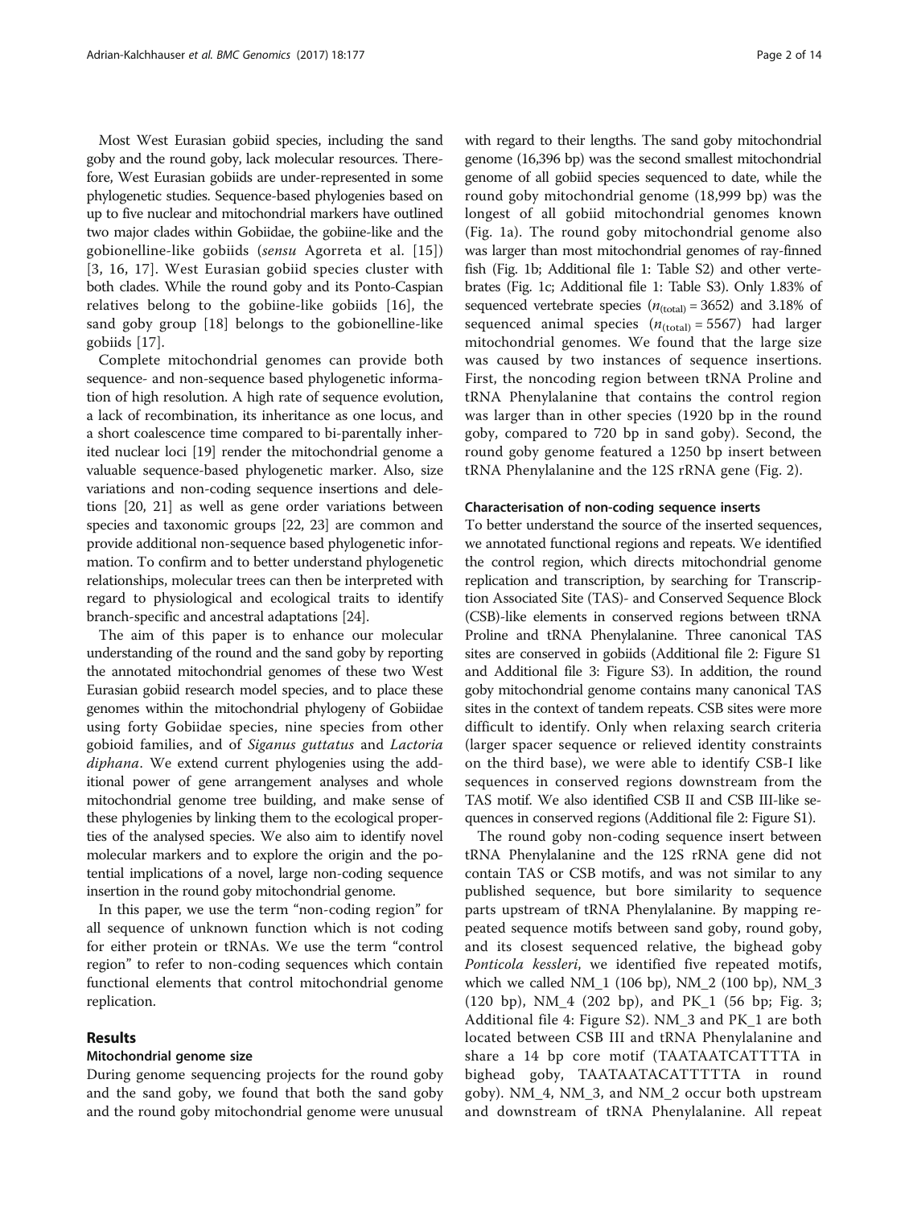Most West Eurasian gobiid species, including the sand goby and the round goby, lack molecular resources. Therefore, West Eurasian gobiids are under-represented in some phylogenetic studies. Sequence-based phylogenies based on up to five nuclear and mitochondrial markers have outlined two major clades within Gobiidae, the gobiine-like and the gobionelline-like gobiids (*sensu* Agorreta et al. [15]) [3, 16, 17]. West Eurasian gobiid species cluster with both clades. While the round goby and its Ponto-Caspian relatives belong to the gobiine-like gobiids [16], the sand goby group [18] belongs to the gobionelline-like gobiids [17].

Complete mitochondrial genomes can provide both sequence- and non-sequence based phylogenetic information of high resolution. A high rate of sequence evolution, a lack of recombination, its inheritance as one locus, and a short coalescence time compared to bi-parentally inherited nuclear loci [19] render the mitochondrial genome a valuable sequence-based phylogenetic marker. Also, size variations and non-coding sequence insertions and deletions [20, 21] as well as gene order variations between species and taxonomic groups [22, 23] are common and provide additional non-sequence based phylogenetic information. To confirm and to better understand phylogenetic relationships, molecular trees can then be interpreted with regard to physiological and ecological traits to identify branch-specific and ancestral adaptations [24].

The aim of this paper is to enhance our molecular understanding of the round and the sand goby by reporting the annotated mitochondrial genomes of these two West Eurasian gobiid research model species, and to place these genomes within the mitochondrial phylogeny of Gobiidae using forty Gobiidae species, nine species from other gobioid families, and of *Siganus guttatus* and *Lactoria diphana*. We extend current phylogenies using the additional power of gene arrangement analyses and whole mitochondrial genome tree building, and make sense of these phylogenies by linking them to the ecological properties of the analysed species. We also aim to identify novel molecular markers and to explore the origin and the potential implications of a novel, large non-coding sequence insertion in the round goby mitochondrial genome.

In this paper, we use the term "non-coding region" for all sequence of unknown function which is not coding for either protein or tRNAs. We use the term "control region" to refer to non-coding sequences which contain functional elements that control mitochondrial genome replication.

## Results

### Mitochondrial genome size

During genome sequencing projects for the round goby and the sand goby, we found that both the sand goby and the round goby mitochondrial genome were unusual with regard to their lengths. The sand goby mitochondrial genome (16,396 bp) was the second smallest mitochondrial genome of all gobiid species sequenced to date, while the round goby mitochondrial genome (18,999 bp) was the longest of all gobiid mitochondrial genomes known (Fig. 1a). The round goby mitochondrial genome also was larger than most mitochondrial genomes of ray-finned fish (Fig. 1b; Additional file 1: Table S2) and other vertebrates (Fig. 1c; Additional file 1: Table S3). Only 1.83% of sequenced vertebrate species ($n_{(total)} = 3652$) and 3.18% of sequenced animal species ($n_{(total)} = 5567$) had larger mitochondrial genomes. We found that the large size was caused by two instances of sequence insertions. First, the noncoding region between tRNA Proline and tRNA Phenylalanine that contains the control region was larger than in other species (1920 bp in the round goby, compared to 720 bp in sand goby). Second, the round goby genome featured a 1250 bp insert between tRNA Phenylalanine and the 12S rRNA gene (Fig. 2).

### Characterisation of non-coding sequence inserts

To better understand the source of the inserted sequences, we annotated functional regions and repeats. We identified the control region, which directs mitochondrial genome replication and transcription, by searching for Transcription Associated Site (TAS)- and Conserved Sequence Block (CSB)-like elements in conserved regions between tRNA Proline and tRNA Phenylalanine. Three canonical TAS sites are conserved in gobiids (Additional file 2: Figure S1 and Additional file 3: Figure S3). In addition, the round goby mitochondrial genome contains many canonical TAS sites in the context of tandem repeats. CSB sites were more difficult to identify. Only when relaxing search criteria (larger spacer sequence or relieved identity constraints on the third base), we were able to identify CSB-I like sequences in conserved regions downstream from the TAS motif. We also identified CSB II and CSB III-like sequences in conserved regions (Additional file 2: Figure S1).

The round goby non-coding sequence insert between tRNA Phenylalanine and the 12S rRNA gene did not contain TAS or CSB motifs, and was not similar to any published sequence, but bore similarity to sequence parts upstream of tRNA Phenylalanine. By mapping repeated sequence motifs between sand goby, round goby, and its closest sequenced relative, the bighead goby *Ponticola kessleri*, we identified five repeated motifs, which we called NM_1 (106 bp), NM_2 (100 bp), NM_3 (120 bp), NM_4 (202 bp), and PK_1 (56 bp; Fig. 3; Additional file 4: Figure S2). NM_3 and PK_1 are both located between CSB III and tRNA Phenylalanine and share a 14 bp core motif (TAATAATCATTTTA in bighead goby, TAATAATACATTTTTA in round goby). NM_4, NM_3, and NM_2 occur both upstream and downstream of tRNA Phenylalanine. All repeat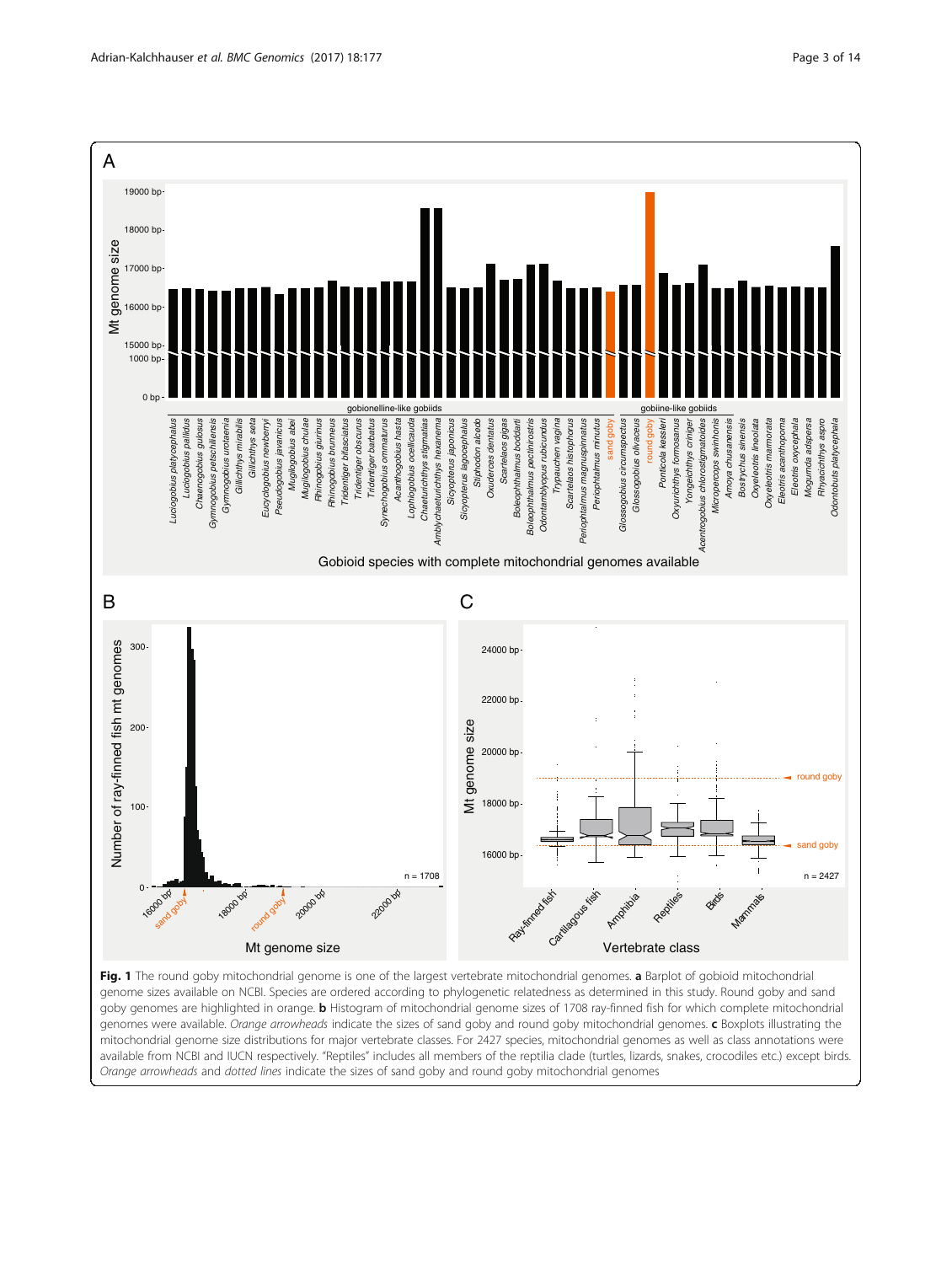**Fig. 1** The round goby mitochondrial genome is one of the largest vertebrate mitochondrial genomes. **a** Barplot of gobioid mitochondrial genome sizes available on NCBI. Species are ordered according to phylogenetic relatedness as determined in this study. Round goby and sand goby genomes are highlighted in orange. **b** Histogram of mitochondrial genome sizes of 1708 ray-finned fish for which complete mitochondrial genomes were available. *Orange arrowheads* indicate the sizes of sand goby and round goby mitochondrial genomes. **c** Boxplots illustrating the mitochondrial genome size distributions for major vertebrate classes. For 2427 species, mitochondrial genomes as well as class annotations were available from NCBI and IUCN respectively. "Reptiles" includes all members of the reptilia clade (turtles, lizards, snakes, crocodiles etc.) except birds. *Orange arrowheads* and *dotted lines* indicate the sizes of sand goby and round goby mitochondrial genomes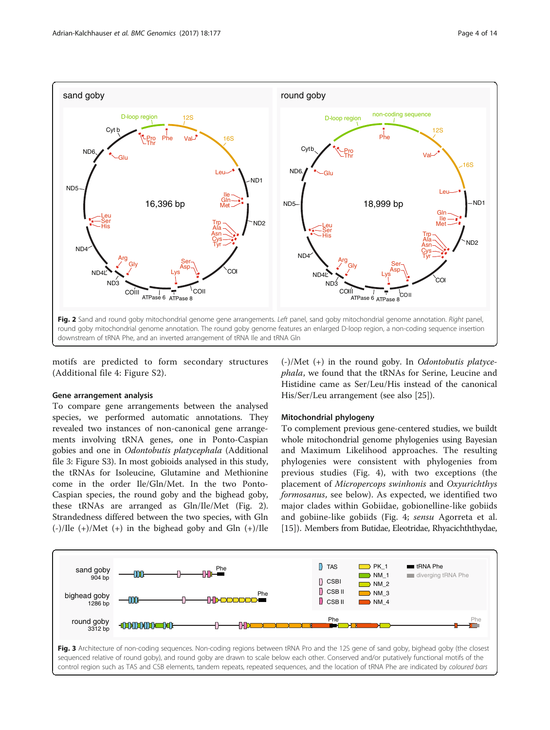Fig. 2 Sand and round goby mitochondrial genome gene arrangements. *Left* panel, sand goby mitochondrial genome annotation. *Right* panel, round goby mitochondrial genome annotation. The round goby genome features an enlarged D-loop region, a non-coding sequence insertion downstream of tRNA Phe, and an inverted arrangement of tRNA Ile and tRNA Gln

motifs are predicted to form secondary structures (Additional file 4: Figure S2).

### Gene arrangement analysis

To compare gene arrangements between the analysed species, we performed automatic annotations. They revealed two instances of non-canonical gene arrangements involving tRNA genes, one in Ponto-Caspian gobies and one in *Odontobutis platycephala* (Additional file 3: Figure S3). In most gobioids analysed in this study, the tRNAs for Isoleucine, Glutamine and Methionine come in the order Ile/Gln/Met. In the two Ponto-Caspian species, the round goby and the bighead goby, these tRNAs are arranged as Gln/Ile/Met (Fig. 2). Strandedness differed between the two species, with Gln (-)/Ile (+)/Met (+) in the bighead goby and Gln (+)/Ile (-)/Met (+) in the round goby. In *Odontobutis platycephala*, we found that the tRNAs for Serine, Leucine and Histidine came as Ser/Leu/His instead of the canonical His/Ser/Leu arrangement (see also [25]).

### Mitochondrial phylogeny

To complement previous gene-centered studies, we buildt whole mitochondrial genome phylogenies using Bayesian and Maximum Likelihood approaches. The resulting phylogenies were consistent with phylogenies from previous studies (Fig. 4), with two exceptions (the placement of *Micropercops swinhonis* and *Oxyurichthys formosanus*, see below). As expected, we identified two major clades within Gobiidae, gobionelline-like gobiids and gobiine-like gobiids (Fig. 4; *sensu* Agorreta et al. [15]). Members from Butidae, Eleotridae, Rhyacichththydae,

Fig. 3 Architecture of non-coding sequences. Non-coding regions between tRNA Pro and the 12S gene of sand goby, bighead goby (the closest sequenced relative of round goby), and round goby are drawn to scale below each other. Conserved and/or putatively functional motifs of the control region such as TAS and CSB elements, tandem repeats, repeated sequences, and the location of tRNA Phe are indicated by *coloured bars*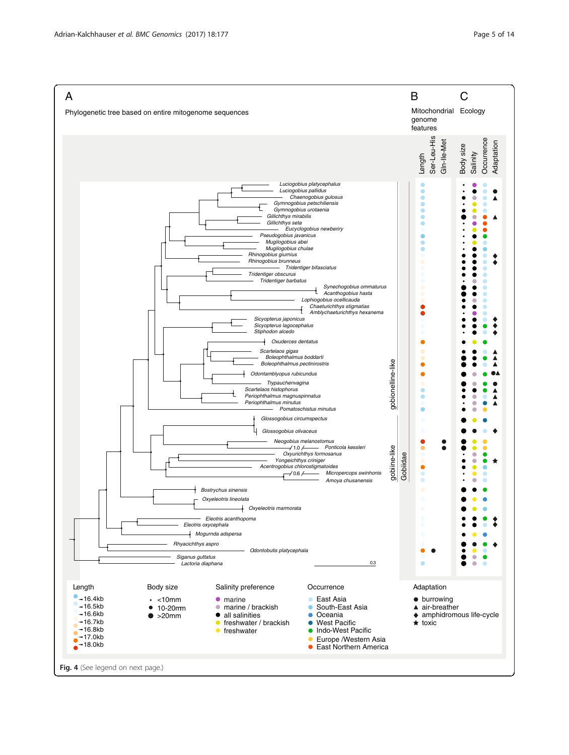A

Phylogenetic tree based on entire mitogenome sequences

B

Mitochondrial genome features

C

Ecology

Length | Ser-Leu-His | Gln-Ile-Met | Body size | Salinity | Occurrence | Adaptation

*Luciogobius platycephalus*
*Luciogobius pallidus*
*Chaenogobius gulosus*
*Gymnogobius petschiliensis*
*Gymnogobius urotaenia*
*Gillichthys mirabilis*
*Gillichthys seta*
*Eucyclogobius newberiy*
*Pseudogobius javanicus*
*Mugilogobius abei*
*Mugilogobius chulae*
*Rhinogobius giurnius*
*Rhinogobius brunneus*
*Tridentiger bifasciatus*
*Tridentiger obscurus*
*Tridentiger barbatus*
*Synechogobius ommaturus*
*Acanthogobius hasta*
*Lophiogobius ocellicauda*
*Chaeturichthys stigmatias*
*Amblychaeturichthys hexanema*
*Sicyopterus japonicus*
*Sicyopterus lagocephalus*
*Stiphodon alcedo*
*Oxuderces dentatus*
*Scartelaos gigas*
*Boleophthalmus boddarti*
*Boleophthalmus pectinirostris*
*Odontamblyopus rubicundus*
*Trypauchenvagina*
*Scartelaos histophorus*
*Periophthalmus magnuspinnatus*
*Periophthalmus minutus*
*Pomatoschistus minutus*
*Glossogobius circumspectus*
*Glossogobius olivaceus*
*Neogobius melanostomus*
*Ponticola kessleri*
*Oxyurichthys formosanus*
*Yongeichthys criniger*
*Acentrogobius chlorostigmatoides*
*Micropercops swinhonis*
*Amoya chusanensis*
*Bostrychus sinensis*
*Oxyeleotris lineolata*
*Oxyeleotris marmorata*
*Eleotris acanthopoma*
*Eleotris oxycephala*
*Mogurnda adspersa*
*Rhyacichthys aspro*
*Odontobutis platycephala*
*Siganus guttatus*
*Lactoria diaphana*

gobionelline-like | gobiine-like | Gobiidae

1.0 | 0.6 | 0.3

Length: 16.4kb, 16.5kb, 16.6kb, 16.7kb, 16.8kb, 17.0kb, 18.0kb

Body size: <10mm, 10-20mm, >20mm

Salinity preference: marine, marine / brackish, all salinities, freshwater / brackish, freshwater

Occurrence: East Asia, South-East Asia, Oceania, West Pacific, Indo-West Pacific, Europe /Western Asia, East Northern America

Adaptation: burrowing, air-breather, amphidromous life-cycle, toxic

**Fig. 4** (See legend on next page.)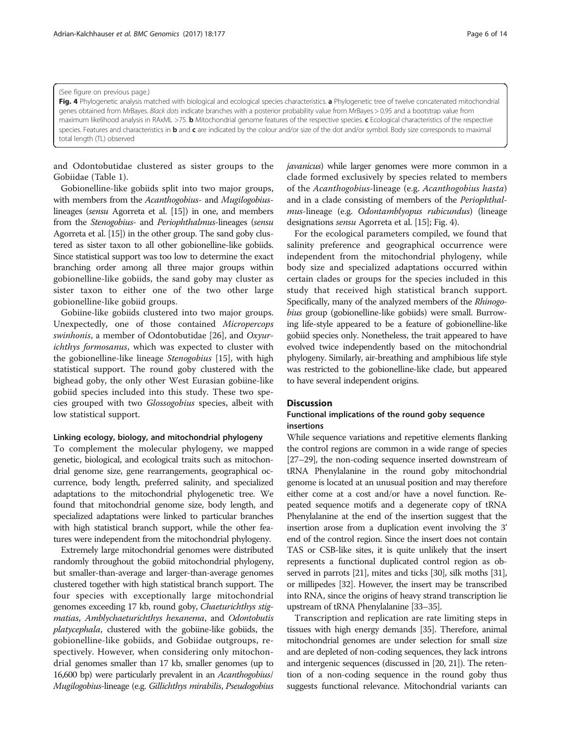(See figure on previous page.)

**Fig. 4** Phylogenetic analysis matched with biological and ecological species characteristics. **a** Phylogenetic tree of twelve concatenated mitochondrial genes obtained from MrBayes. *Black dots* indicate branches with a posterior probability value from MrBayes > 0.95 and a bootstrap value from maximum likelihood analysis in RAxML >75. **b** Mitochondrial genome features of the respective species. **c** Ecological characteristics of the respective species. Features and characteristics in **b** and **c** are indicated by the colour and/or size of the dot and/or symbol. Body size corresponds to maximal total length (TL) observed

and Odontobutidae clustered as sister groups to the Gobiidae (Table 1).

Gobionelline-like gobiids split into two major groups, with members from the *Acanthogobius*- and *Mugilogobius*-lineages (*sensu* Agorreta et al. [15]) in one, and members from the *Stenogobius*- and *Periophthalmus*-lineages (*sensu* Agorreta et al. [15]) in the other group. The sand goby clustered as sister taxon to all other gobionelline-like gobiids. Since statistical support was too low to determine the exact branching order among all three major groups within gobionelline-like gobiids, the sand goby may cluster as sister taxon to either one of the two other large gobionelline-like gobiid groups.

Gobiine-like gobiids clustered into two major groups. Unexpectedly, one of those contained *Micropercops swinhonis*, a member of Odontobutidae [26], and *Oxyurichthys formosanus*, which was expected to cluster with the gobionelline-like lineage *Stenogobius* [15], with high statistical support. The round goby clustered with the bighead goby, the only other West Eurasian gobiine-like gobiid species included into this study. These two species grouped with two *Glossogobius* species, albeit with low statistical support.

#### Linking ecology, biology, and mitochondrial phylogeny

To complement the molecular phylogeny, we mapped genetic, biological, and ecological traits such as mitochondrial genome size, gene rearrangements, geographical occurrence, body length, preferred salinity, and specialized adaptations to the mitochondrial phylogenetic tree. We found that mitochondrial genome size, body length, and specialized adaptations were linked to particular branches with high statistical branch support, while the other features were independent from the mitochondrial phylogeny.

Extremely large mitochondrial genomes were distributed randomly throughout the gobiid mitochondrial phylogeny, but smaller-than-average and larger-than-average genomes clustered together with high statistical branch support. The four species with exceptionally large mitochondrial genomes exceeding 17 kb, round goby, *Chaeturichthys stigmatias*, *Amblychaeturichthys hexanema*, and *Odontobutis platycephala*, clustered with the gobiine-like gobiids, the gobionelline-like gobiids, and Gobiidae outgroups, respectively. However, when considering only mitochondrial genomes smaller than 17 kb, smaller genomes (up to 16,600 bp) were particularly prevalent in an *Acanthogobius*/*Mugilogobius*-lineage (e.g. *Gillichthys mirabilis*, *Pseudogobius javanicus*) while larger genomes were more common in a clade formed exclusively by species related to members of the *Acanthogobius*-lineage (e.g. *Acanthogobius hasta*) and in a clade consisting of members of the *Periophthalmus*-lineage (e.g. *Odontamblyopus rubicundus*) (lineage designations *sensu* Agorreta et al. [15]; Fig. 4).

For the ecological parameters compiled, we found that salinity preference and geographical occurrence were independent from the mitochondrial phylogeny, while body size and specialized adaptations occurred within certain clades or groups for the species included in this study that received high statistical branch support. Specifically, many of the analyzed members of the *Rhinogobius* group (gobionelline-like gobiids) were small. Burrowing life-style appeared to be a feature of gobionelline-like gobiid species only. Nonetheless, the trait appeared to have evolved twice independently based on the mitochondrial phylogeny. Similarly, air-breathing and amphibious life style was restricted to the gobionelline-like clade, but appeared to have several independent origins.

## Discussion

### Functional implications of the round goby sequence insertions

While sequence variations and repetitive elements flanking the control regions are common in a wide range of species [27–29], the non-coding sequence inserted downstream of tRNA Phenylalanine in the round goby mitochondrial genome is located at an unusual position and may therefore either come at a cost and/or have a novel function. Repeated sequence motifs and a degenerate copy of tRNA Phenylalanine at the end of the insertion suggest that the insertion arose from a duplication event involving the 3' end of the control region. Since the insert does not contain TAS or CSB-like sites, it is quite unlikely that the insert represents a functional duplicated control region as observed in parrots [21], mites and ticks [30], silk moths [31], or millipedes [32]. However, the insert may be transcribed into RNA, since the origins of heavy strand transcription lie upstream of tRNA Phenylalanine [33–35].

Transcription and replication are rate limiting steps in tissues with high energy demands [35]. Therefore, animal mitochondrial genomes are under selection for small size and are depleted of non-coding sequences, they lack introns and intergenic sequences (discussed in [20, 21]). The retention of a non-coding sequence in the round goby thus suggests functional relevance. Mitochondrial variants can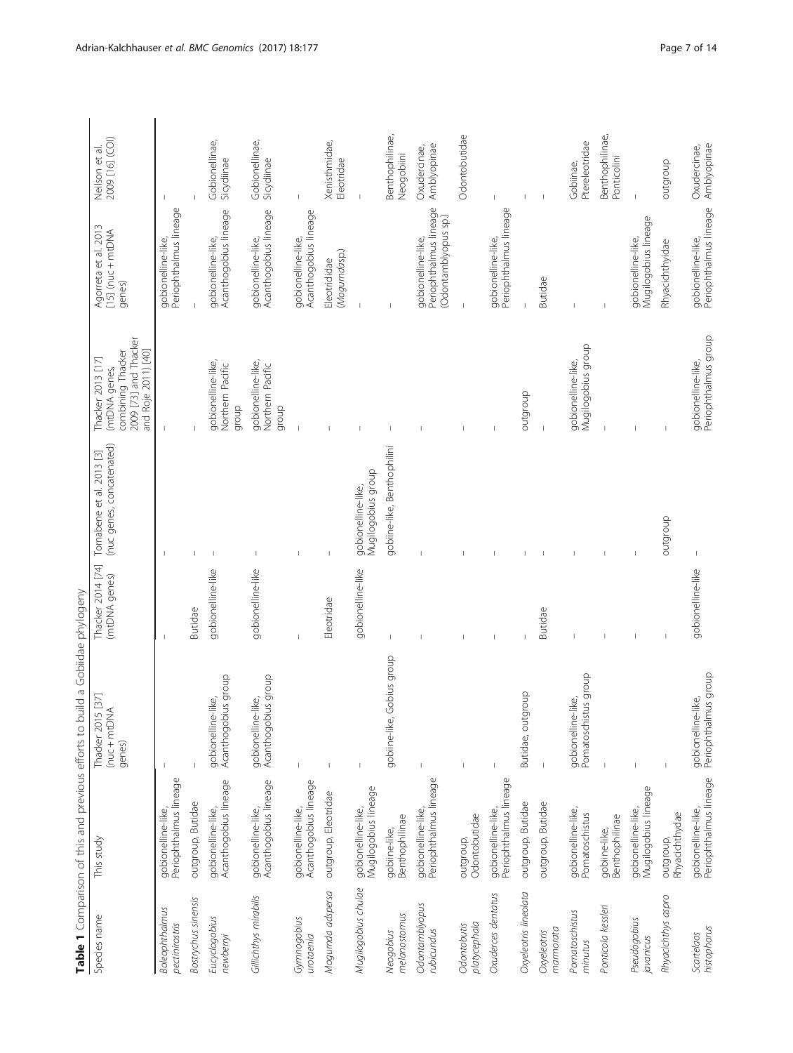**Table 1** Comparison of this and previous efforts to build a Gobiidae phylogeny

| Species name | This study | Thacker 2015 [37] (nuc + mtDNA genes) | Thacker 2014 [74] (mtDNA genes) | Tornabene et al. 2013 [3] (nuc genes, concatenated) | Thacker 2013 [17] (mtDNA genes, combining Thacker 2009 [73] and Thacker and Roje 2011) [40] | Agorreta et al. 2013 [15] (nuc + mtDNA genes) | Neilson et al. 2009 [16] (COI) |
|---|---|---|---|---|---|---|---|
| *Boleophthalmus pectinirostris* | gobionelline-like, Periophthalmus lineage | – | – | – | – | gobionelline-like, Periophthalmus lineage | – |
| *Bostrychus sinensis* | outgroup, Butidae | – | Butidae | – | – | – | – |
| *Eucyclogobius newberryi* | gobionelline-like, Acanthogobius lineage | gobionelline-like, Acanthogobius group | gobionelline-like | – | gobionelline-like, Northern Pacific group | gobionelline-like, Acanthogobius lineage | Gobionellinae, Sicydiinae |
| *Gillichthys mirabilis* | gobionelline-like, Acanthogobius lineage | gobionelline-like, Acanthogobius group | gobionelline-like | – | gobionelline-like, Northern Pacific group | gobionelline-like, Acanthogobius lineage | Gobionellinae, Sicydiinae |
| *Gymnogobius urotaenia* | gobionelline-like, Acanthogobius lineage | – | – | – | – | gobionelline-like, Acanthogobius lineage | – |
| *Mogurnda adspersa* | outgroup, Eleotridae | – | Eleotridae | – | – | Eleotridae (*Mogurnda* sp.) | Xenisthmidae, Eleotridae |
| *Mugilogobius chulae* | gobionelline-like, Mugilogobius lineage | – | gobionelline-like | gobionelline-like, Mugilogobius group | – | – | – |
| *Neogobius melanostomus* | gobiine-like, Benthophilinae | gobiine-like, Gobius group | – | gobiine-like, Benthophilini | – | – | Benthophilinae, Neogobiini |
| *Odontamblyopus rubicundus* | gobionelline-like, Periophthalmus lineage | – | – | – | – | gobionelline-like, Periophthalmus lineage (Odontamblyopus sp.) | Oxudercinae, Amblyopinae |
| *Odontobutis platycephala* | outgroup, Odontobutidae | – | – | – | – | – | Odontobutidae |
| *Oxuderces dentatus* | gobionelline-like, Periophthalmus lineage | – | – | – | – | gobionelline-like, Periophthalmus lineage | – |
| *Oxyeleotris lineolata* | outgroup, Butidae | Butidae, outgroup | – | – | outgroup | – | – |
| *Oxyeleotris marmorata* | outgroup, Butidae | – | Butidae | – | – | Butidae | – |
| *Pomatoschistus minutus* | gobionelline-like, Pomatoschistus | gobionelline-like, Pomatoschistus group | – | – | gobionelline-like, Mugilogobius group | – | Gobiinae, Ptereleotridae |
| *Ponticola kessleri* | gobiine-like, Benthophilinae | – | – | – | – | – | Benthophilinae, Ponticolini |
| *Pseudogobius javanicus* | gobionelline-like, Mugilogobius lineage | – | – | – | – | gobionelline-like, Mugilogobius lineage | – |
| *Rhyacichthys aspro* | outgroup, Rhyacichthydae | – | – | outgroup | – | Rhyacichthyidae | outgroup |
| *Scartelaos histophorus* | gobionelline-like, Periophthalmus lineage | gobionelline-like, Periophthalmus group | gobionelline-like | – | gobionelline-like, Periophthalmus group | gobionelline-like, Periophthalmus lineage | Oxudercinae, Amblyopinae |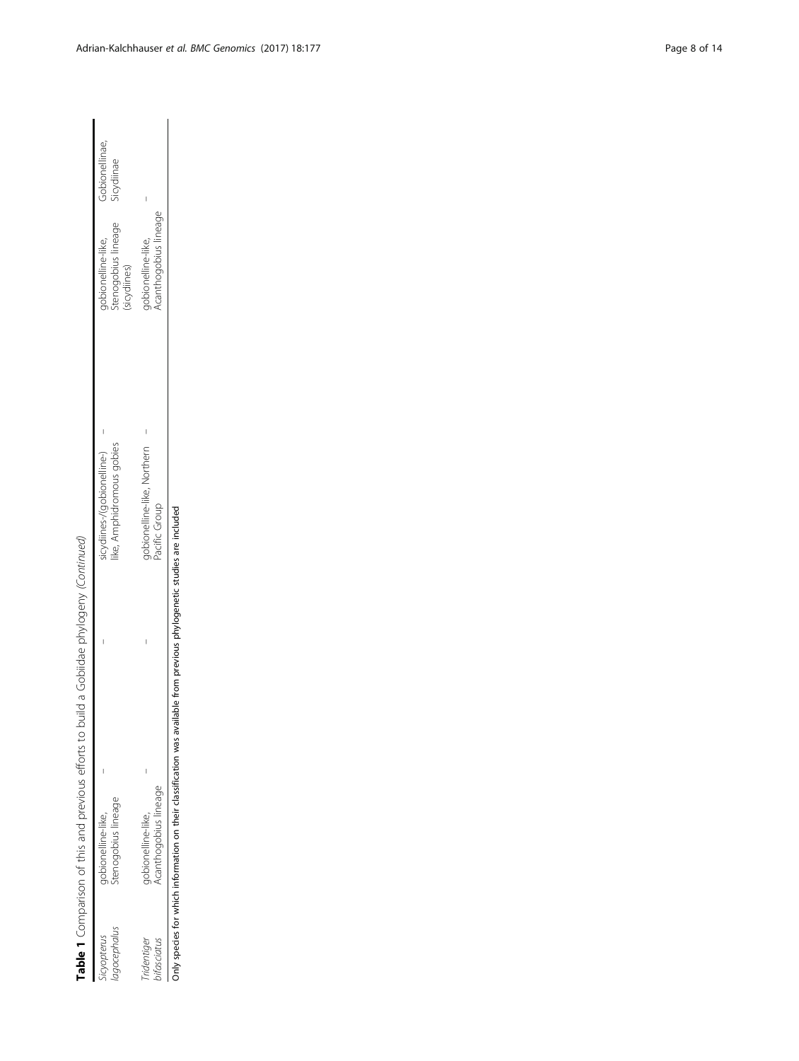**Table 1** Comparison of this and previous efforts to build a Gobiidae phylogeny *(Continued)*

| | | | | | | |
|---|---|---|---|---|---|---|
| *Sicyopterus lagocephalus* | gobionelline-like, Stenogobius lineage | – | – | sicydiines-/(gobionelline-) like, Amphidromous gobies | – | gobionelline-like, Stenogobius lineage (sicydiines) | Gobionellinae, Sicydiinae |
| *Tridentiger bifasciatus* | gobionelline-like, Acanthogobius lineage | – | – | gobionelline-like, Northern Pacific Group | – | gobionelline-like, Acanthogobius lineage | – |

Only species for which information on their classification was available from previous phylogenetic studies are included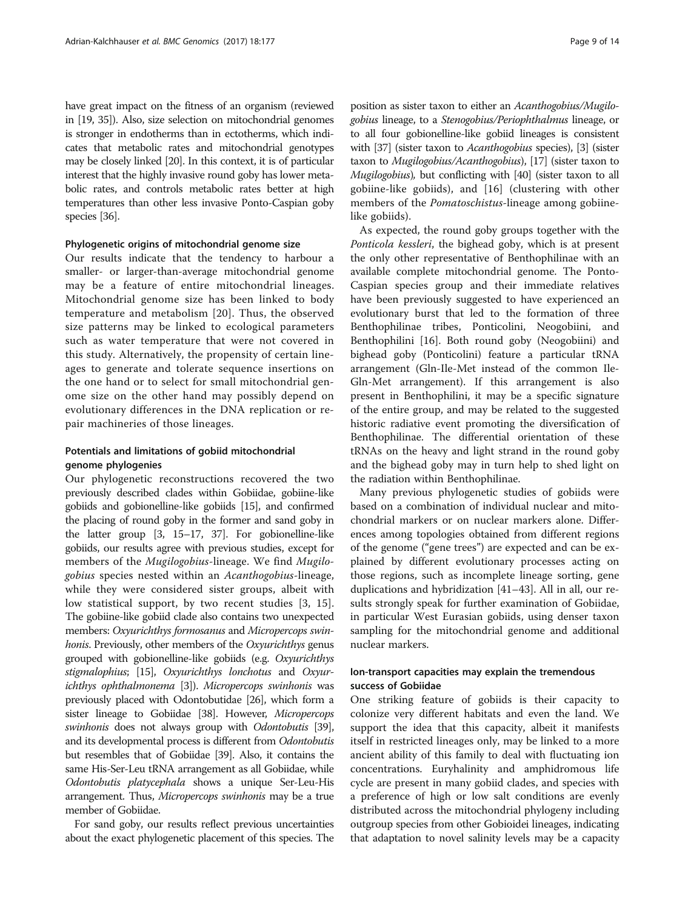have great impact on the fitness of an organism (reviewed in [19, 35]). Also, size selection on mitochondrial genomes is stronger in endotherms than in ectotherms, which indicates that metabolic rates and mitochondrial genotypes may be closely linked [20]. In this context, it is of particular interest that the highly invasive round goby has lower metabolic rates, and controls metabolic rates better at high temperatures than other less invasive Ponto-Caspian goby species [36].

#### Phylogenetic origins of mitochondrial genome size

Our results indicate that the tendency to harbour a smaller- or larger-than-average mitochondrial genome may be a feature of entire mitochondrial lineages. Mitochondrial genome size has been linked to body temperature and metabolism [20]. Thus, the observed size patterns may be linked to ecological parameters such as water temperature that were not covered in this study. Alternatively, the propensity of certain lineages to generate and tolerate sequence insertions on the one hand or to select for small mitochondrial genome size on the other hand may possibly depend on evolutionary differences in the DNA replication or repair machineries of those lineages.

#### Potentials and limitations of gobiid mitochondrial genome phylogenies

Our phylogenetic reconstructions recovered the two previously described clades within Gobiidae, gobiine-like gobiids and gobionelline-like gobiids [15], and confirmed the placing of round goby in the former and sand goby in the latter group [3, 15–17, 37]. For gobionelline-like gobiids, our results agree with previous studies, except for members of the *Mugilogobius*-lineage. We find *Mugilogobius* species nested within an *Acanthogobius*-lineage, while they were considered sister groups, albeit with low statistical support, by two recent studies [3, 15]. The gobiine-like gobiid clade also contains two unexpected members: *Oxyurichthys formosanus* and *Micropercops swinhonis*. Previously, other members of the *Oxyurichthys* genus grouped with gobionelline-like gobiids (e.g. *Oxyurichthys stigmalophius*; [15], *Oxyurichthys lonchotus* and *Oxyurichthys ophthalmonema* [3]). *Micropercops swinhonis* was previously placed with Odontobutidae [26], which form a sister lineage to Gobiidae [38]. However, *Micropercops swinhonis* does not always group with *Odontobutis* [39], and its developmental process is different from *Odontobutis* but resembles that of Gobiidae [39]. Also, it contains the same His-Ser-Leu tRNA arrangement as all Gobiidae, while *Odontobutis platycephala* shows a unique Ser-Leu-His arrangement. Thus, *Micropercops swinhonis* may be a true member of Gobiidae.

For sand goby, our results reflect previous uncertainties about the exact phylogenetic placement of this species. The position as sister taxon to either an *Acanthogobius/Mugilogobius* lineage, to a *Stenogobius/Periophthalmus* lineage, or to all four gobionelline-like gobiid lineages is consistent with [37] (sister taxon to *Acanthogobius* species), [3] (sister taxon to *Mugilogobius/Acanthogobius*), [17] (sister taxon to *Mugilogobius*), but conflicting with [40] (sister taxon to all gobiine-like gobiids), and [16] (clustering with other members of the *Pomatoschistus*-lineage among gobiine-like gobiids).

As expected, the round goby groups together with the *Ponticola kessleri*, the bighead goby, which is at present the only other representative of Benthophilinae with an available complete mitochondrial genome. The Ponto-Caspian species group and their immediate relatives have been previously suggested to have experienced an evolutionary burst that led to the formation of three Benthophilinae tribes, Ponticolini, Neogobiini, and Benthophilini [16]. Both round goby (Neogobiini) and bighead goby (Ponticolini) feature a particular tRNA arrangement (Gln-Ile-Met instead of the common Ile-Gln-Met arrangement). If this arrangement is also present in Benthophilini, it may be a specific signature of the entire group, and may be related to the suggested historic radiative event promoting the diversification of Benthophilinae. The differential orientation of these tRNAs on the heavy and light strand in the round goby and the bighead goby may in turn help to shed light on the radiation within Benthophilinae.

Many previous phylogenetic studies of gobiids were based on a combination of individual nuclear and mitochondrial markers or on nuclear markers alone. Differences among topologies obtained from different regions of the genome ("gene trees") are expected and can be explained by different evolutionary processes acting on those regions, such as incomplete lineage sorting, gene duplications and hybridization [41–43]. All in all, our results strongly speak for further examination of Gobiidae, in particular West Eurasian gobiids, using denser taxon sampling for the mitochondrial genome and additional nuclear markers.

#### Ion-transport capacities may explain the tremendous success of Gobiidae

One striking feature of gobiids is their capacity to colonize very different habitats and even the land. We support the idea that this capacity, albeit it manifests itself in restricted lineages only, may be linked to a more ancient ability of this family to deal with fluctuating ion concentrations. Euryhalinity and amphidromous life cycle are present in many gobiid clades, and species with a preference of high or low salt conditions are evenly distributed across the mitochondrial phylogeny including outgroup species from other Gobioidei lineages, indicating that adaptation to novel salinity levels may be a capacity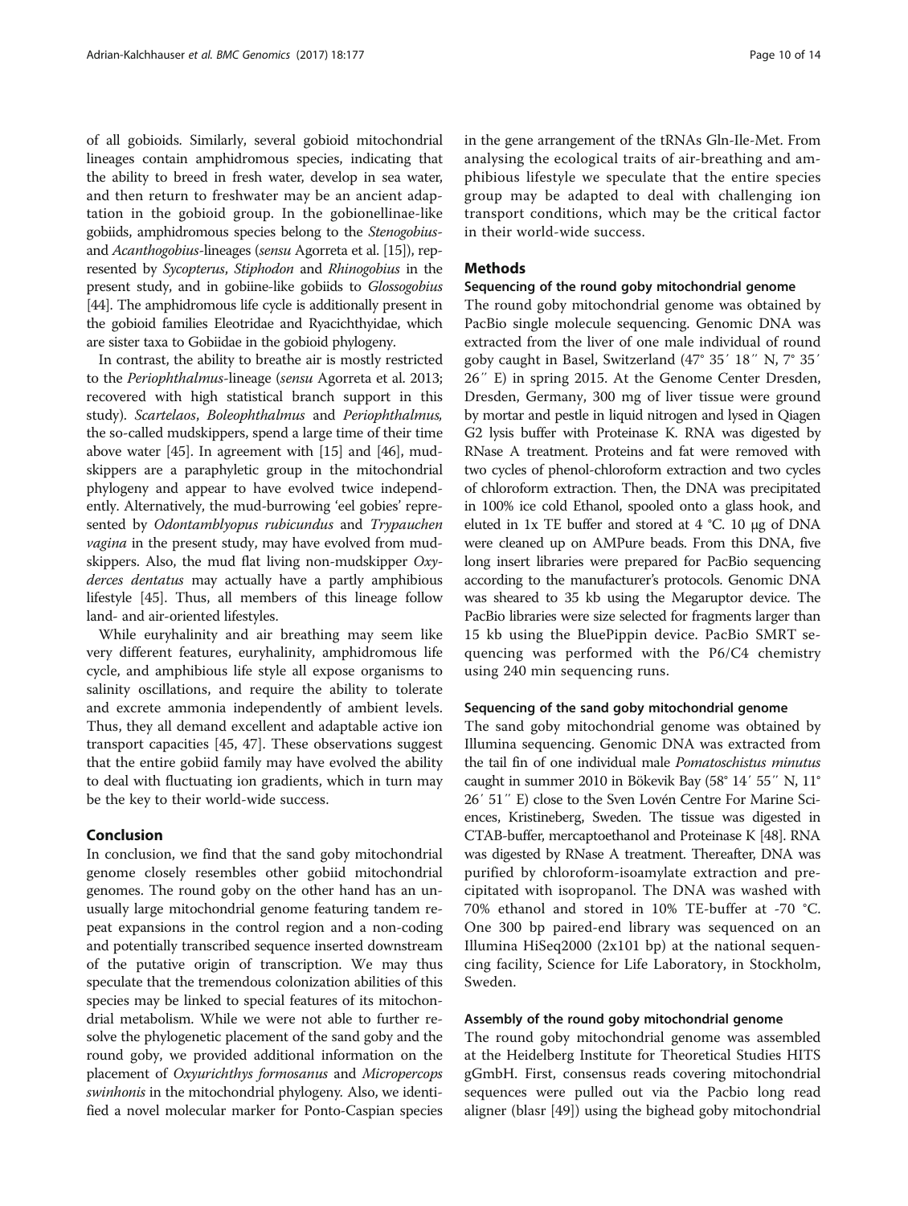of all gobioids. Similarly, several gobioid mitochondrial lineages contain amphidromous species, indicating that the ability to breed in fresh water, develop in sea water, and then return to freshwater may be an ancient adaptation in the gobioid group. In the gobionellinae-like gobiids, amphidromous species belong to the *Stenogobius*- and *Acanthogobius*-lineages (*sensu* Agorreta et al. [15]), represented by *Sycopterus*, *Stiphodon* and *Rhinogobius* in the present study, and in gobiine-like gobiids to *Glossogobius* [44]. The amphidromous life cycle is additionally present in the gobioid families Eleotridae and Ryacichthyidae, which are sister taxa to Gobiidae in the gobioid phylogeny.

In contrast, the ability to breathe air is mostly restricted to the *Periophthalmus*-lineage (*sensu* Agorreta et al. 2013; recovered with high statistical branch support in this study). *Scartelaos*, *Boleophthalmus* and *Periophthalmus*, the so-called mudskippers, spend a large time of their time above water [45]. In agreement with [15] and [46], mudskippers are a paraphyletic group in the mitochondrial phylogeny and appear to have evolved twice independently. Alternatively, the mud-burrowing 'eel gobies' represented by *Odontamblyopus rubicundus* and *Trypauchen vagina* in the present study, may have evolved from mudskippers. Also, the mud flat living non-mudskipper *Oxyderces dentatus* may actually have a partly amphibious lifestyle [45]. Thus, all members of this lineage follow land- and air-oriented lifestyles.

While euryhalinity and air breathing may seem like very different features, euryhalinity, amphidromous life cycle, and amphibious life style all expose organisms to salinity oscillations, and require the ability to tolerate and excrete ammonia independently of ambient levels. Thus, they all demand excellent and adaptable active ion transport capacities [45, 47]. These observations suggest that the entire gobiid family may have evolved the ability to deal with fluctuating ion gradients, which in turn may be the key to their world-wide success.

## Conclusion

In conclusion, we find that the sand goby mitochondrial genome closely resembles other gobiid mitochondrial genomes. The round goby on the other hand has an unusually large mitochondrial genome featuring tandem repeat expansions in the control region and a non-coding and potentially transcribed sequence inserted downstream of the putative origin of transcription. We may thus speculate that the tremendous colonization abilities of this species may be linked to special features of its mitochondrial metabolism. While we were not able to further resolve the phylogenetic placement of the sand goby and the round goby, we provided additional information on the placement of *Oxyurichthys formosanus* and *Micropercops swinhonis* in the mitochondrial phylogeny. Also, we identified a novel molecular marker for Ponto-Caspian species in the gene arrangement of the tRNAs Gln-Ile-Met. From analysing the ecological traits of air-breathing and amphibious lifestyle we speculate that the entire species group may be adapted to deal with challenging ion transport conditions, which may be the critical factor in their world-wide success.

## Methods

### Sequencing of the round goby mitochondrial genome

The round goby mitochondrial genome was obtained by PacBio single molecule sequencing. Genomic DNA was extracted from the liver of one male individual of round goby caught in Basel, Switzerland (47° 35′ 18″ N, 7° 35′ 26″ E) in spring 2015. At the Genome Center Dresden, Dresden, Germany, 300 mg of liver tissue were ground by mortar and pestle in liquid nitrogen and lysed in Qiagen G2 lysis buffer with Proteinase K. RNA was digested by RNase A treatment. Proteins and fat were removed with two cycles of phenol-chloroform extraction and two cycles of chloroform extraction. Then, the DNA was precipitated in 100% ice cold Ethanol, spooled onto a glass hook, and eluted in 1x TE buffer and stored at 4 °C. 10 μg of DNA were cleaned up on AMPure beads. From this DNA, five long insert libraries were prepared for PacBio sequencing according to the manufacturer's protocols. Genomic DNA was sheared to 35 kb using the Megaruptor device. The PacBio libraries were size selected for fragments larger than 15 kb using the BluePippin device. PacBio SMRT sequencing was performed with the P6/C4 chemistry using 240 min sequencing runs.

### Sequencing of the sand goby mitochondrial genome

The sand goby mitochondrial genome was obtained by Illumina sequencing. Genomic DNA was extracted from the tail fin of one individual male *Pomatoschistus minutus* caught in summer 2010 in Bökevik Bay (58° 14′ 55″ N, 11° 26′ 51″ E) close to the Sven Lovén Centre For Marine Sciences, Kristineberg, Sweden. The tissue was digested in CTAB-buffer, mercaptoethanol and Proteinase K [48]. RNA was digested by RNase A treatment. Thereafter, DNA was purified by chloroform-isoamylate extraction and precipitated with isopropanol. The DNA was washed with 70% ethanol and stored in 10% TE-buffer at -70 °C. One 300 bp paired-end library was sequenced on an Illumina HiSeq2000 (2x101 bp) at the national sequencing facility, Science for Life Laboratory, in Stockholm, Sweden.

### Assembly of the round goby mitochondrial genome

The round goby mitochondrial genome was assembled at the Heidelberg Institute for Theoretical Studies HITS gGmbH. First, consensus reads covering mitochondrial sequences were pulled out via the Pacbio long read aligner (blasr [49]) using the bighead goby mitochondrial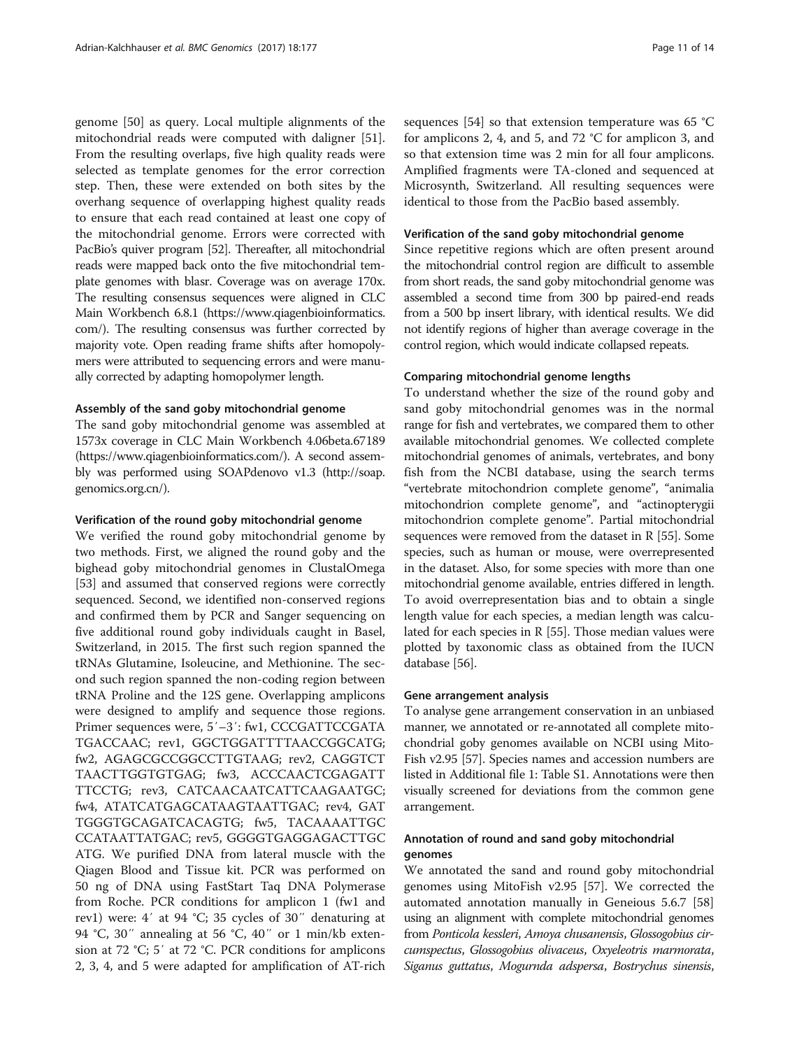genome [50] as query. Local multiple alignments of the mitochondrial reads were computed with daligner [51]. From the resulting overlaps, five high quality reads were selected as template genomes for the error correction step. Then, these were extended on both sites by the overhang sequence of overlapping highest quality reads to ensure that each read contained at least one copy of the mitochondrial genome. Errors were corrected with PacBio's quiver program [52]. Thereafter, all mitochondrial reads were mapped back onto the five mitochondrial template genomes with blasr. Coverage was on average 170x. The resulting consensus sequences were aligned in CLC Main Workbench 6.8.1 (https://www.qiagenbioinformatics.com/). The resulting consensus was further corrected by majority vote. Open reading frame shifts after homopolymers were attributed to sequencing errors and were manually corrected by adapting homopolymer length.

#### Assembly of the sand goby mitochondrial genome

The sand goby mitochondrial genome was assembled at 1573x coverage in CLC Main Workbench 4.06beta.67189 (https://www.qiagenbioinformatics.com/). A second assembly was performed using SOAPdenovo v1.3 (http://soap.genomics.org.cn/).

#### Verification of the round goby mitochondrial genome

We verified the round goby mitochondrial genome by two methods. First, we aligned the round goby and the bighead goby mitochondrial genomes in ClustalOmega [53] and assumed that conserved regions were correctly sequenced. Second, we identified non-conserved regions and confirmed them by PCR and Sanger sequencing on five additional round goby individuals caught in Basel, Switzerland, in 2015. The first such region spanned the tRNAs Glutamine, Isoleucine, and Methionine. The second such region spanned the non-coding region between tRNA Proline and the 12S gene. Overlapping amplicons were designed to amplify and sequence those regions. Primer sequences were, 5′–3′: fw1, CCCGATTCCGATATGACCAAC; rev1, GGCTGGATTTTAACCGGCATG; fw2, AGAGCGCCGGCCTTGTAAG; rev2, CAGGTCTTAACTTGGTGTGAG; fw3, ACCCAACTCGAGATTTTCCTG; rev3, CATCAACAATCATTCAAGAATGC; fw4, ATATCATGAGCATAAGTAATTGAC; rev4, GATTGGGTGCAGATCACAGTG; fw5, TACAAAATTGCCCATAATTATGAC; rev5, GGGGTGAGGAGACTTGCATG. We purified DNA from lateral muscle with the Qiagen Blood and Tissue kit. PCR was performed on 50 ng of DNA using FastStart Taq DNA Polymerase from Roche. PCR conditions for amplicon 1 (fw1 and rev1) were: 4′ at 94 °C; 35 cycles of 30″ denaturing at 94 °C, 30″ annealing at 56 °C, 40″ or 1 min/kb extension at 72 °C; 5′ at 72 °C. PCR conditions for amplicons 2, 3, 4, and 5 were adapted for amplification of AT-rich sequences [54] so that extension temperature was 65 °C for amplicons 2, 4, and 5, and 72 °C for amplicon 3, and so that extension time was 2 min for all four amplicons. Amplified fragments were TA-cloned and sequenced at Microsynth, Switzerland. All resulting sequences were identical to those from the PacBio based assembly.

#### Verification of the sand goby mitochondrial genome

Since repetitive regions which are often present around the mitochondrial control region are difficult to assemble from short reads, the sand goby mitochondrial genome was assembled a second time from 300 bp paired-end reads from a 500 bp insert library, with identical results. We did not identify regions of higher than average coverage in the control region, which would indicate collapsed repeats.

#### Comparing mitochondrial genome lengths

To understand whether the size of the round goby and sand goby mitochondrial genomes was in the normal range for fish and vertebrates, we compared them to other available mitochondrial genomes. We collected complete mitochondrial genomes of animals, vertebrates, and bony fish from the NCBI database, using the search terms "vertebrate mitochondrion complete genome", "animalia mitochondrion complete genome", and "actinopterygii mitochondrion complete genome". Partial mitochondrial sequences were removed from the dataset in R [55]. Some species, such as human or mouse, were overrepresented in the dataset. Also, for some species with more than one mitochondrial genome available, entries differed in length. To avoid overrepresentation bias and to obtain a single length value for each species, a median length was calculated for each species in R [55]. Those median values were plotted by taxonomic class as obtained from the IUCN database [56].

#### Gene arrangement analysis

To analyse gene arrangement conservation in an unbiased manner, we annotated or re-annotated all complete mitochondrial goby genomes available on NCBI using MitoFish v2.95 [57]. Species names and accession numbers are listed in Additional file 1: Table S1. Annotations were then visually screened for deviations from the common gene arrangement.

### Annotation of round and sand goby mitochondrial genomes

We annotated the sand and round goby mitochondrial genomes using MitoFish v2.95 [57]. We corrected the automated annotation manually in Geneious 5.6.7 [58] using an alignment with complete mitochondrial genomes from *Ponticola kessleri*, *Amoya chusanensis*, *Glossogobius circumspectus*, *Glossogobius olivaceus*, *Oxyeleotris marmorata*, *Siganus guttatus*, *Mogurnda adspersa*, *Bostrychus sinensis*,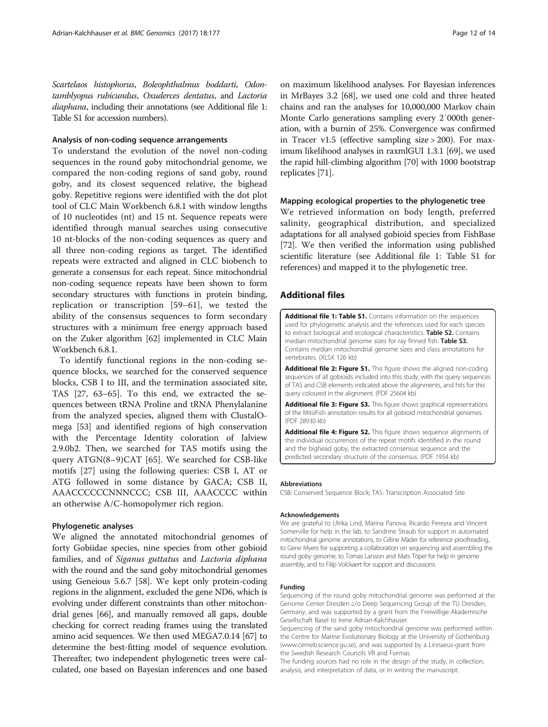*Scartelaos histophorus*, *Boleophthalmus boddarti*, *Odontamblyopus rubicundus*, *Oxuderces dentatus*, and *Lactoria diaphana*, including their annotations (see Additional file 1: Table S1 for accession numbers).

### Analysis of non-coding sequence arrangements

To understand the evolution of the novel non-coding sequences in the round goby mitochondrial genome, we compared the non-coding regions of sand goby, round goby, and its closest sequenced relative, the bighead goby. Repetitive regions were identified with the dot plot tool of CLC Main Workbench 6.8.1 with window lengths of 10 nucleotides (nt) and 15 nt. Sequence repeats were identified through manual searches using consecutive 10 nt-blocks of the non-coding sequences as query and all three non-coding regions as target. The identified repeats were extracted and aligned in CLC biobench to generate a consensus for each repeat. Since mitochondrial non-coding sequence repeats have been shown to form secondary structures with functions in protein binding, replication or transcription [59–61], we tested the ability of the consensus sequences to form secondary structures with a minimum free energy approach based on the Zuker algorithm [62] implemented in CLC Main Workbench 6.8.1.

To identify functional regions in the non-coding sequence blocks, we searched for the conserved sequence blocks, CSB I to III, and the termination associated site, TAS [27, 63–65]. To this end, we extracted the sequences between tRNA Proline and tRNA Phenylalanine from the analyzed species, aligned them with ClustalOmega [53] and identified regions of high conservation with the Percentage Identity coloration of Jalview 2.9.0b2. Then, we searched for TAS motifs using the query ATGN(8–9)CAT [65]. We searched for CSB-like motifs [27] using the following queries: CSB I, AT or ATG followed in some distance by GACA; CSB II, AAACCCCCCNNNCCC; CSB III, AAACCCC within an otherwise A/C-homopolymer rich region.

### Phylogenetic analyses

We aligned the annotated mitochondrial genomes of forty Gobiidae species, nine species from other gobioid families, and of *Siganus guttatus* and *Lactoria diphana* with the round and the sand goby mitochondrial genomes using Geneious 5.6.7 [58]. We kept only protein-coding regions in the alignment, excluded the gene ND6, which is evolving under different constraints than other mitochondrial genes [66], and manually removed all gaps, double checking for correct reading frames using the translated amino acid sequences. We then used MEGA7.0.14 [67] to determine the best-fitting model of sequence evolution. Thereafter, two independent phylogenetic trees were calculated, one based on Bayesian inferences and one based on maximum likelihood analyses. For Bayesian inferences in MrBayes 3.2 [68], we used one cold and three heated chains and ran the analyses for 10,000,000 Markov chain Monte Carlo generations sampling every 2′000th generation, with a burnin of 25%. Convergence was confirmed in Tracer v1.5 (effective sampling size > 200). For maximum likelihood analyses in raxmlGUI 1.3.1 [69], we used the rapid hill-climbing algorithm [70] with 1000 bootstrap replicates [71].

### Mapping ecological properties to the phylogenetic tree

We retrieved information on body length, preferred salinity, geographical distribution, and specialized adaptations for all analysed gobioid species from FishBase [72]. We then verified the information using published scientific literature (see Additional file 1: Table S1 for references) and mapped it to the phylogenetic tree.

## Additional files

**Additional file 1: Table S1.** Contains information on the sequences used for phylogenetic analysis and the references used for each species to extract biological and ecological characteristics. **Table S2.** Contains median mitochondrial genome sizes for ray finned fish. **Table S3.** Contains median mitochondrial genome sizes and class annotations for vertebrates. (XLSX 126 kb)

**Additional file 2: Figure S1.** This figure shows the aligned non-coding sequences of all gobioids included into this study, with the query sequences of TAS and CSB elements indicated above the alignments, and hits for this query coloured in the alignment. (PDF 25604 kb)

**Additional file 3: Figure S3.** This figure shows graphical representations of the MitoFish annotation results for all gobioid mitochondrial genomes. (PDF 28930 kb)

**Additional file 4: Figure S2.** This figure shows sequence alignments of the individual occurrences of the repeat motifs identified in the round and the bighead goby, the extracted consensus sequence and the predicted secondary structure of the consensus. (PDF 1954 kb)

#### Abbreviations

CSB: Conserved Sequence Block; TAS: Transcription Associated Site

#### Acknowledgements

We are grateful to Ulrika Lind, Marina Panova, Ricardo Pereyra and Vincent Somerville for help in the lab, to Sandrine Straub for support in automated mitochondrial genome annotations, to Céline Mäder for reference proofreading, to Gene Myers for supporting a collaboration on sequencing and assembling the round goby genome, to Tomas Larsson and Mats Töpel for help in genome assembly, and to Filip Volckaert for support and discussions.

#### Funding

Sequencing of the round goby mitochondrial genome was performed at the Genome Center Dresden c/o Deep Sequencing Group of the TU Dresden, Germany, and was supported by a grant from the Freiwillige Akademische Gesellschaft Basel to Irene Adrian-Kalchhauser.

Sequencing of the sand goby mitochondrial genome was performed within the Centre for Marine Evolutionary Biology at the University of Gothenburg (www.cemeb.science.gu.se), and was supported by a Linnaeus-grant from the Swedish Research Councils VR and Formas.

The funding sources had no role in the design of the study, in collection, analysis, and interpretation of data, or in writing the manuscript.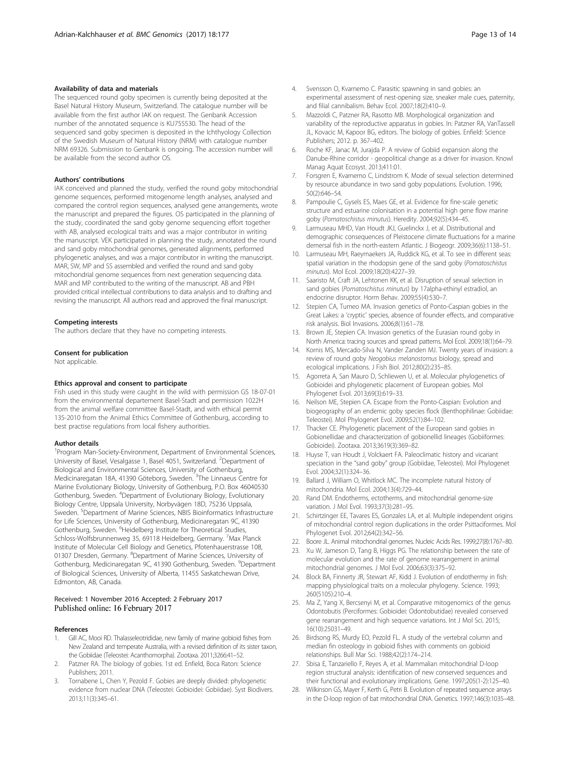#### Availability of data and materials

The sequenced round goby specimen is currently being deposited at the Basel Natural History Museum, Switzerland. The catalogue number will be available from the first author IAK on request. The Genbank Accession number of the annotated sequence is KU755530. The head of the sequenced sand goby specimen is deposited in the Ichthyology Collection of the Swedish Museum of Natural History (NRM) with catalogue number NRM 69326. Submission to Genbank is ongoing. The accession number will be available from the second author OS.

#### Authors' contributions

IAK conceived and planned the study, verified the round goby mitochondrial genome sequences, performed mitogenome length analyses, analysed and compared the control region sequences, analysed gene arrangements, wrote the manuscript and prepared the figures. OS participated in the planning of the study, coordinated the sand goby genome sequencing effort together with AB, analysed ecological traits and was a major contributor in writing the manuscript. VEK participated in planning the study, annotated the round and sand goby mitochondrial genomes, generated alignments, performed phylogenetic analyses, and was a major contributor in writing the manuscript. MAR, SW, MP and SS assembled and verified the round and sand goby mitochondrial genome sequences from next generation sequencing data. MAR and MP contributed to the writing of the manuscript. AB and PBH provided critical intellectual contributions to data analysis and to drafting and revising the manuscript. All authors read and approved the final manuscript.

#### Competing interests

The authors declare that they have no competing interests.

#### Consent for publication

Not applicable.

#### Ethics approval and consent to participate

Fish used in this study were caught in the wild with permission GS 18-07-01 from the environmental departement Basel-Stadt and permission 1022H from the animal welfare committee Basel-Stadt, and with ethical permit 135-2010 from the Animal Ethics Committee of Gothenburg, according to best practise regulations from local fishery authorities.

#### Author details

[1]Program Man-Society-Environment, Department of Environmental Sciences, University of Basel, Vesalgasse 1, Basel 4051, Switzerland. [2]Department of Biological and Environmental Sciences, University of Gothenburg, Medicinaregatan 18A, 41390 Göteborg, Sweden. [3]The Linnaeus Centre for Marine Evolutionary Biology, University of Gothenburg, P.O. Box 46040530 Gothenburg, Sweden. [4]Department of Evolutionary Biology, Evolutionary Biology Centre, Uppsala University, Norbyvägen 18D, 75236 Uppsala, Sweden. [5]Department of Marine Sciences, NBIS Bioinformatics Infrastructure for Life Sciences, University of Gothenburg, Medicinaregatan 9C, 41390 Gothenburg, Sweden. [6]Heidelberg Institute for Theoretical Studies, Schloss-Wolfsbrunnenweg 35, 69118 Heidelberg, Germany. [7]Max Planck Institute of Molecular Cell Biology and Genetics, Pfotenhauerstrasse 108, 01307 Dresden, Germany. [8]Department of Marine Sciences, University of Gothenburg, Medicinaregatan 9C, 41390 Gothenburg, Sweden. [9]Department of Biological Sciences, University of Alberta, 11455 Saskatchewan Drive, Edmonton, AB, Canada.

Received: 1 November 2016 Accepted: 2 February 2017
Published online: 16 February 2017

#### References

1. Gill AC, Mooi RD. Thalasseleotrididae, new family of marine gobioid fishes from New Zealand and temperate Australia, with a revised definition of its sister taxon, the Gobiidae (Teleostei: Acanthomorpha). Zootaxa. 2011;3266:41–52.
2. Patzner RA. The biology of gobies. 1st ed. Enfield, Boca Raton: Science Publishers; 2011.
3. Tornabene L, Chen Y, Pezold F. Gobies are deeply divided: phylogenetic evidence from nuclear DNA (Teleostei: Gobioidei: Gobiidae). Syst Biodivers. 2013;11(3):345–61.
4. Svensson O, Kvarnemo C. Parasitic spawning in sand gobies: an experimental assessment of nest-opening size, sneaker male cues, paternity, and filial cannibalism. Behav Ecol. 2007;18(2):410–9.
5. Mazzoldi C, Patzner RA, Rasotto MB. Morphological organization and variability of the reproductive apparatus in gobies. In: Patzner RA, VanTassell JL, Kovacic M, Kapoor BG, editors. The biology of gobies. Enfield: Science Publishers; 2012. p. 367–402.
6. Roche KF, Janac M, Jurajda P. A review of Gobiid expansion along the Danube-Rhine corridor - geopolitical change as a driver for invasion. Knowl Manag Aquat Ecosyst. 2013;411:01.
7. Forsgren E, Kvarnemo C, Lindstrom K. Mode of sexual selection determined by resource abundance in two sand goby populations. Evolution. 1996; 50(2):646–54.
8. Pampoulie C, Gysels ES, Maes GE, et al. Evidence for fine-scale genetic structure and estuarine colonisation in a potential high gene flow marine goby (*Pomatoschistus minutus*). Heredity. 2004;92(5):434–45.
9. Larmuseau MHD, Van Houdt JKJ, Guelinckx J, et al. Distributional and demographic consequences of Pleistocene climate fluctuations for a marine demersal fish in the north-eastern Atlantic. J Biogeogr. 2009;36(6):1138–51.
10. Larmuseau MH, Raeymaekers JA, Ruddick KG, et al. To see in different seas: spatial variation in the rhodopsin gene of the sand goby (*Pomatoschistus minutus*). Mol Ecol. 2009;18(20):4227–39.
11. Saaristo M, Craft JA, Lehtonen KK, et al. Disruption of sexual selection in sand gobies (*Pomatoschistus minutus*) by 17alpha-ethinyl estradiol, an endocrine disruptor. Horm Behav. 2009;55(4):530–7.
12. Stepien CA, Tumeo MA. Invasion genetics of Ponto-Caspian gobies in the Great Lakes: a 'cryptic' species, absence of founder effects, and comparative risk analysis. Biol Invasions. 2006;8(1):61–78.
13. Brown JE, Stepien CA. Invasion genetics of the Eurasian round goby in North America: tracing sources and spread patterns. Mol Ecol. 2009;18(1):64–79.
14. Kornis MS, Mercado-Silva N, Vander Zanden MJ. Twenty years of invasion: a review of round goby *Neogobius melanostomus* biology, spread and ecological implications. J Fish Biol. 2012;80(2):235–85.
15. Agorreta A, San Mauro D, Schliewen U, et al. Molecular phylogenetics of Gobioidei and phylogenetic placement of European gobies. Mol Phylogenet Evol. 2013;69(3):619–33.
16. Neilson ME, Stepien CA. Escape from the Ponto-Caspian: Evolution and biogeography of an endemic goby species flock (Benthophilinae: Gobiidae: Teleostei). Mol Phylogenet Evol. 2009;52(1):84–102.
17. Thacker CE. Phylogenetic placement of the European sand gobies in Gobionellidae and characterization of gobionellid lineages (Gobiiformes: Gobioidei). Zootaxa. 2013;3619(3):369–82.
18. Huyse T, van Houdt J, Volckaert FA. Paleoclimatic history and vicariant speciation in the "sand goby" group (Gobiidae, Teleostei). Mol Phylogenet Evol. 2004;32(1):324–36.
19. Ballard J, William O, Whitlock MC. The incomplete natural history of mitochondria. Mol Ecol. 2004;13(4):729–44.
20. Rand DM. Endotherms, ectotherms, and mitochondrial genome-size variation. J Mol Evol. 1993;37(3):281–95.
21. Schirtzinger EE, Tavares ES, Gonzales LA, et al. Multiple independent origins of mitochondrial control region duplications in the order Psittaciformes. Mol Phylogenet Evol. 2012;64(2):342–56.
22. Boore JL. Animal mitochondrial genomes. Nucleic Acids Res. 1999;27(8):1767–80.
23. Xu W, Jameson D, Tang B, Higgs PG. The relationship between the rate of molecular evolution and the rate of genome rearrangement in animal mitochondrial genomes. J Mol Evol. 2006;63(3):375–92.
24. Block BA, Finnerty JR, Stewart AF, Kidd J. Evolution of endothermy in fish: mapping physiological traits on a molecular phylogeny. Science. 1993; 260(5105):210–4.
25. Ma Z, Yang X, Bercsenyi M, et al. Comparative mitogenomics of the genus Odontobutis (Perciformes: Gobioidei: Odontobutidae) revealed conserved gene rearrangement and high sequence variations. Int J Mol Sci. 2015; 16(10):25031–49.
26. Birdsong RS, Murdy EO, Pezold FL. A study of the vertebral column and median fin osteology in gobioid fishes with comments on gobioid relationships. Bull Mar Sci. 1988;42(2):174–214.
27. Sbisa E, Tanzariello F, Reyes A, et al. Mammalian mitochondrial D-loop region structural analysis: identification of new conserved sequences and their functional and evolutionary implications. Gene. 1997;205(1-2):125–40.
28. Wilkinson GS, Mayer F, Kerth G, Petri B. Evolution of repeated sequence arrays in the D-loop region of bat mitochondrial DNA. Genetics. 1997;146(3):1035–48.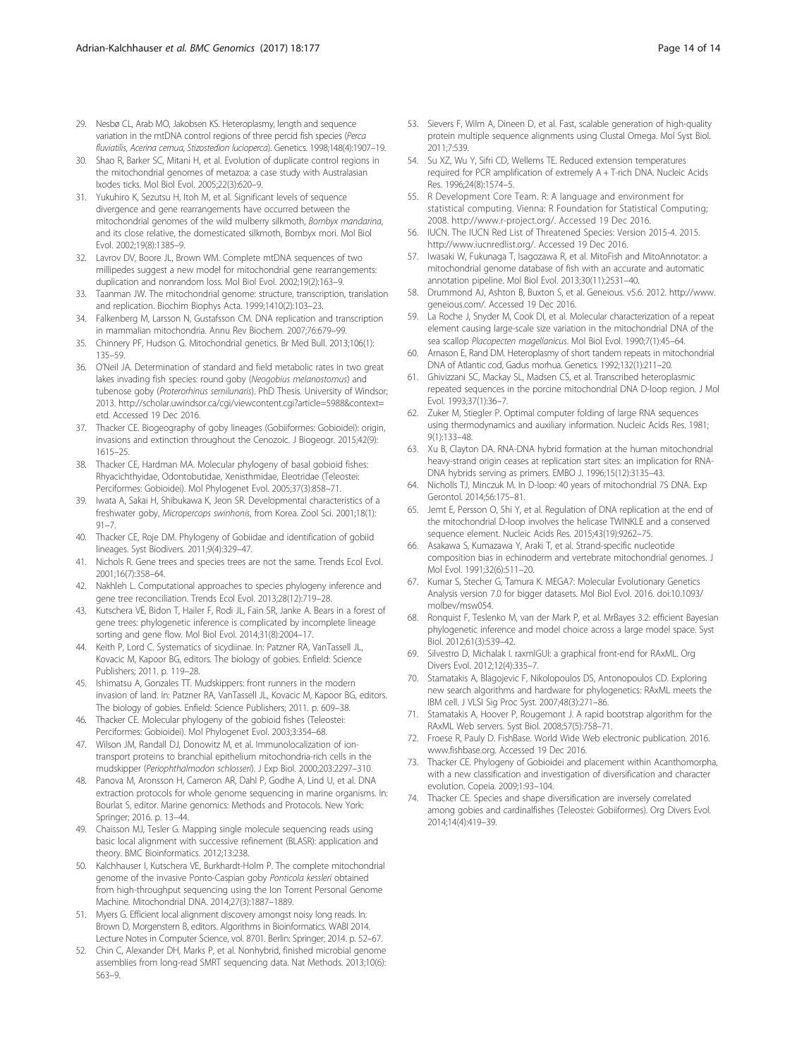29. Nesbø CL, Arab MO, Jakobsen KS. Heteroplasmy, length and sequence variation in the mtDNA control regions of three percid fish species (*Perca fluviatilis*, *Acerina cernua*, *Stizostedion lucioperca*). Genetics. 1998;148(4):1907–19.
30. Shao R, Barker SC, Mitani H, et al. Evolution of duplicate control regions in the mitochondrial genomes of metazoa: a case study with Australasian Ixodes ticks. Mol Biol Evol. 2005;22(3):620–9.
31. Yukuhiro K, Sezutsu H, Itoh M, et al. Significant levels of sequence divergence and gene rearrangements have occurred between the mitochondrial genomes of the wild mulberry silkmoth, *Bombyx mandarina*, and its close relative, the domesticated silkmoth, Bombyx mori. Mol Biol Evol. 2002;19(8):1385–9.
32. Lavrov DV, Boore JL, Brown WM. Complete mtDNA sequences of two millipedes suggest a new model for mitochondrial gene rearrangements: duplication and nonrandom loss. Mol Biol Evol. 2002;19(2):163–9.
33. Taanman JW. The mitochondrial genome: structure, transcription, translation and replication. Biochim Biophys Acta. 1999;1410(2):103–23.
34. Falkenberg M, Larsson N, Gustafsson CM. DNA replication and transcription in mammalian mitochondria. Annu Rev Biochem. 2007;76:679–99.
35. Chinnery PF, Hudson G. Mitochondrial genetics. Br Med Bull. 2013;106(1): 135–59.
36. O'Neil JA. Determination of standard and field metabolic rates in two great lakes invading fish species: round goby (*Neogobius melanostomus*) and tubenose goby (*Proterorhinus semilunaris*). PhD Thesis. University of Windsor; 2013. http://scholar.uwindsor.ca/cgi/viewcontent.cgi?article=5988&context=etd. Accessed 19 Dec 2016.
37. Thacker CE. Biogeography of goby lineages (Gobiiformes: Gobioidei): origin, invasions and extinction throughout the Cenozoic. J Biogeogr. 2015;42(9): 1615–25.
38. Thacker CE, Hardman MA. Molecular phylogeny of basal gobioid fishes: Rhyacichthyidae, Odontobutidae, Xenisthmidae, Eleotridae (Teleostei: Perciformes: Gobioidei). Mol Phylogenet Evol. 2005;37(3):858–71.
39. Iwata A, Sakai H, Shibukawa K, Jeon SR. Developmental characteristics of a freshwater goby, *Micropercops swinhonis*, from Korea. Zool Sci. 2001;18(1): 91–7.
40. Thacker CE, Roje DM. Phylogeny of Gobiidae and identification of gobiid lineages. Syst Biodivers. 2011;9(4):329–47.
41. Nichols R. Gene trees and species trees are not the same. Trends Ecol Evol. 2001;16(7):358–64.
42. Nakhleh L. Computational approaches to species phylogeny inference and gene tree reconciliation. Trends Ecol Evol. 2013;28(12):719–28.
43. Kutschera VE, Bidon T, Hailer F, Rodi JL, Fain SR, Janke A. Bears in a forest of gene trees: phylogenetic inference is complicated by incomplete lineage sorting and gene flow. Mol Biol Evol. 2014;31(8):2004–17.
44. Keith P, Lord C. Systematics of sicydiinae. In: Patzner RA, VanTassell JL, Kovacic M, Kapoor BG, editors. The biology of gobies. Enfield: Science Publishers; 2011. p. 119–28.
45. Ishimatsu A, Gonzales TT. Mudskippers: front runners in the modern invasion of land. In: Patzner RA, VanTassell JL, Kovacic M, Kapoor BG, editors. The biology of gobies. Enfield: Science Publishers; 2011. p. 609–38.
46. Thacker CE. Molecular phylogeny of the gobioid fishes (Teleostei: Perciformes: Gobioidei). Mol Phylogenet Evol. 2003;3:354–68.
47. Wilson JM, Randall DJ, Donowitz M, et al. Immunolocalization of ion-transport proteins to branchial epithelium mitochondria-rich cells in the mudskipper (*Periophthalmodon schlosseri*). J Exp Biol. 2000;203:2297–310.
48. Panova M, Aronsson H, Cameron AR, Dahl P, Godhe A, Lind U, et al. DNA extraction protocols for whole genome sequencing in marine organisms. In: Bourlat S, editor. Marine genomics: Methods and Protocols. New York: Springer; 2016. p. 13–44.
49. Chaisson MJ, Tesler G. Mapping single molecule sequencing reads using basic local alignment with successive refinement (BLASR): application and theory. BMC Bioinformatics. 2012;13:238.
50. Kalchhauser I, Kutschera VE, Burkhardt-Holm P. The complete mitochondrial genome of the invasive Ponto-Caspian goby *Ponticola kessleri* obtained from high-throughput sequencing using the Ion Torrent Personal Genome Machine. Mitochondrial DNA. 2014;27(3):1887–1889.
51. Myers G. Efficient local alignment discovery amongst noisy long reads. In: Brown D, Morgenstern B, editors. Algorithms in Bioinformatics. WABI 2014. Lecture Notes in Computer Science, vol. 8701. Berlin: Springer; 2014. p. 52–67.
52. Chin C, Alexander DH, Marks P, et al. Nonhybrid, finished microbial genome assemblies from long-read SMRT sequencing data. Nat Methods. 2013;10(6): 563–9.
53. Sievers F, Wilm A, Dineen D, et al. Fast, scalable generation of high-quality protein multiple sequence alignments using Clustal Omega. Mol Syst Biol. 2011;7:539.
54. Su XZ, Wu Y, Sifri CD, Wellems TE. Reduced extension temperatures required for PCR amplification of extremely A + T-rich DNA. Nucleic Acids Res. 1996;24(8):1574–5.
55. R Development Core Team. R: A language and environment for statistical computing. Vienna: R Foundation for Statistical Computing; 2008. http://www.r-project.org/. Accessed 19 Dec 2016.
56. IUCN. The IUCN Red List of Threatened Species: Version 2015-4. 2015. http://www.iucnredlist.org/. Accessed 19 Dec 2016.
57. Iwasaki W, Fukunaga T, Isagozawa R, et al. MitoFish and MitoAnnotator: a mitochondrial genome database of fish with an accurate and automatic annotation pipeline. Mol Biol Evol. 2013;30(11):2531–40.
58. Drummond AJ, Ashton B, Buxton S, et al. Geneious. v5.6. 2012. http://www.geneious.com/. Accessed 19 Dec 2016.
59. La Roche J, Snyder M, Cook DI, et al. Molecular characterization of a repeat element causing large-scale size variation in the mitochondrial DNA of the sea scallop *Placopecten magellanicus*. Mol Biol Evol. 1990;7(1):45–64.
60. Arnason E, Rand DM. Heteroplasmy of short tandem repeats in mitochondrial DNA of Atlantic cod, Gadus morhua. Genetics. 1992;132(1):211–20.
61. Ghivizzani SC, Mackay SL, Madsen CS, et al. Transcribed heteroplasmic repeated sequences in the porcine mitochondrial DNA D-loop region. J Mol Evol. 1993;37(1):36–7.
62. Zuker M, Stiegler P. Optimal computer folding of large RNA sequences using thermodynamics and auxiliary information. Nucleic Acids Res. 1981; 9(1):133–48.
63. Xu B, Clayton DA. RNA-DNA hybrid formation at the human mitochondrial heavy-strand origin ceases at replication start sites: an implication for RNA-DNA hybrids serving as primers. EMBO J. 1996;15(12):3135–43.
64. Nicholls TJ, Minczuk M. In D-loop: 40 years of mitochondrial 7S DNA. Exp Gerontol. 2014;56:175–81.
65. Jemt E, Persson O, Shi Y, et al. Regulation of DNA replication at the end of the mitochondrial D-loop involves the helicase TWINKLE and a conserved sequence element. Nucleic Acids Res. 2015;43(19):9262–75.
66. Asakawa S, Kumazawa Y, Araki T, et al. Strand-specific nucleotide composition bias in echinoderm and vertebrate mitochondrial genomes. J Mol Evol. 1991;32(6):511–20.
67. Kumar S, Stecher G, Tamura K. MEGA7: Molecular Evolutionary Genetics Analysis version 7.0 for bigger datasets. Mol Biol Evol. 2016. doi:10.1093/molbev/msw054.
68. Ronquist F, Teslenko M, van der Mark P, et al. MrBayes 3.2: efficient Bayesian phylogenetic inference and model choice across a large model space. Syst Biol. 2012;61(3):539–42.
69. Silvestro D, Michalak I. raxmlGUI: a graphical front-end for RAxML. Org Divers Evol. 2012;12(4):335–7.
70. Stamatakis A, Blagojevic F, Nikolopoulos DS, Antonopoulos CD. Exploring new search algorithms and hardware for phylogenetics: RAxML meets the IBM cell. J VLSI Sig Proc Syst. 2007;48(3):271–86.
71. Stamatakis A, Hoover P, Rougemont J. A rapid bootstrap algorithm for the RAxML Web servers. Syst Biol. 2008;57(5):758–71.
72. Froese R, Pauly D. FishBase. World Wide Web electronic publication. 2016. www.fishbase.org. Accessed 19 Dec 2016.
73. Thacker CE. Phylogeny of Gobioidei and placement within Acanthomorpha, with a new classification and investigation of diversification and character evolution. Copeia. 2009;1:93–104.
74. Thacker CE. Species and shape diversification are inversely correlated among gobies and cardinalfishes (Teleostei: Gobiiformes). Org Divers Evol. 2014;14(4):419–39.